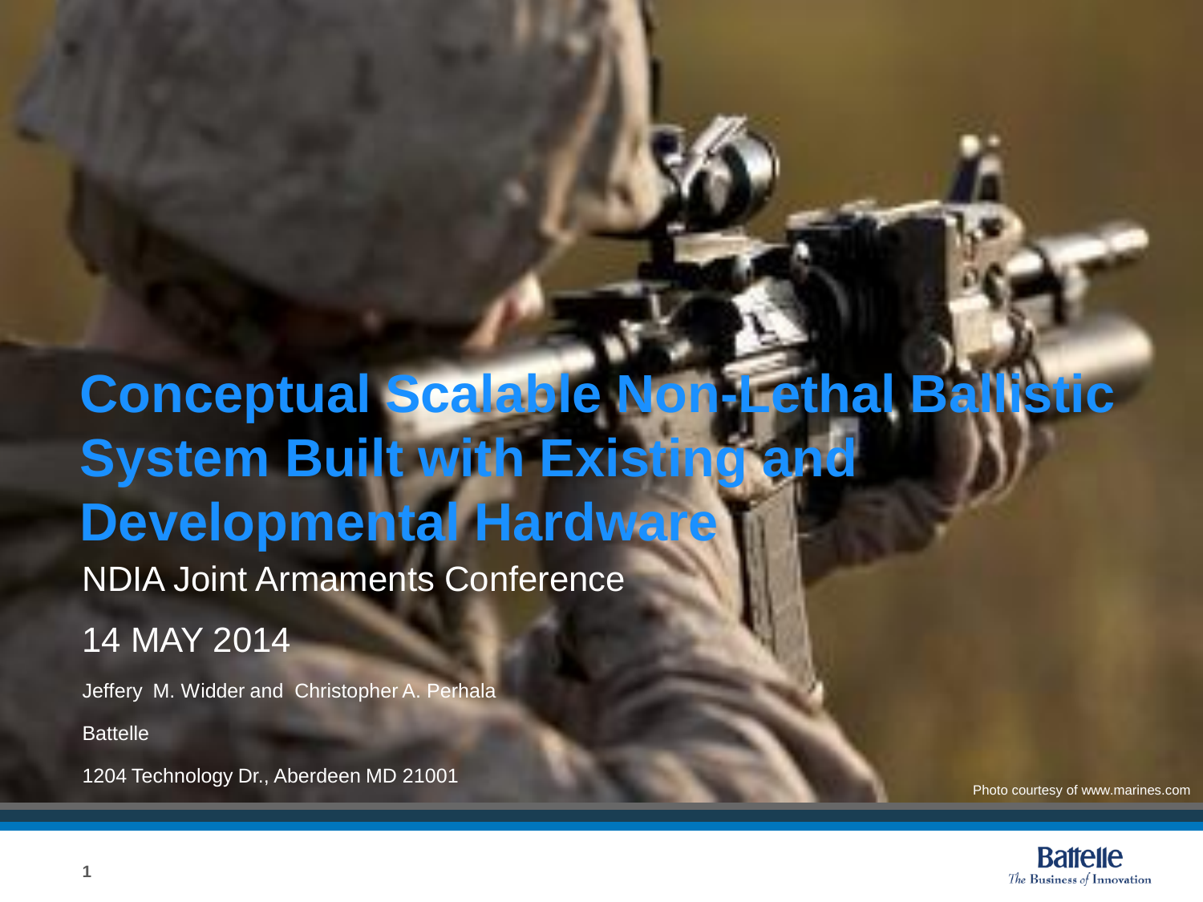# Conceptual Scalable Non-Lethal Ballistic System Built with Existing and Developmental Hardware

NDIA Joint Armaments Conference

14 MAY 2014

Jeffery M. Widder and Christopher A. Perhala

Battelle

1204 Technology Dr., Aberdeen MD 21001

Photo courtesy of www.marines.com

Battelle
*The Business of Innovation*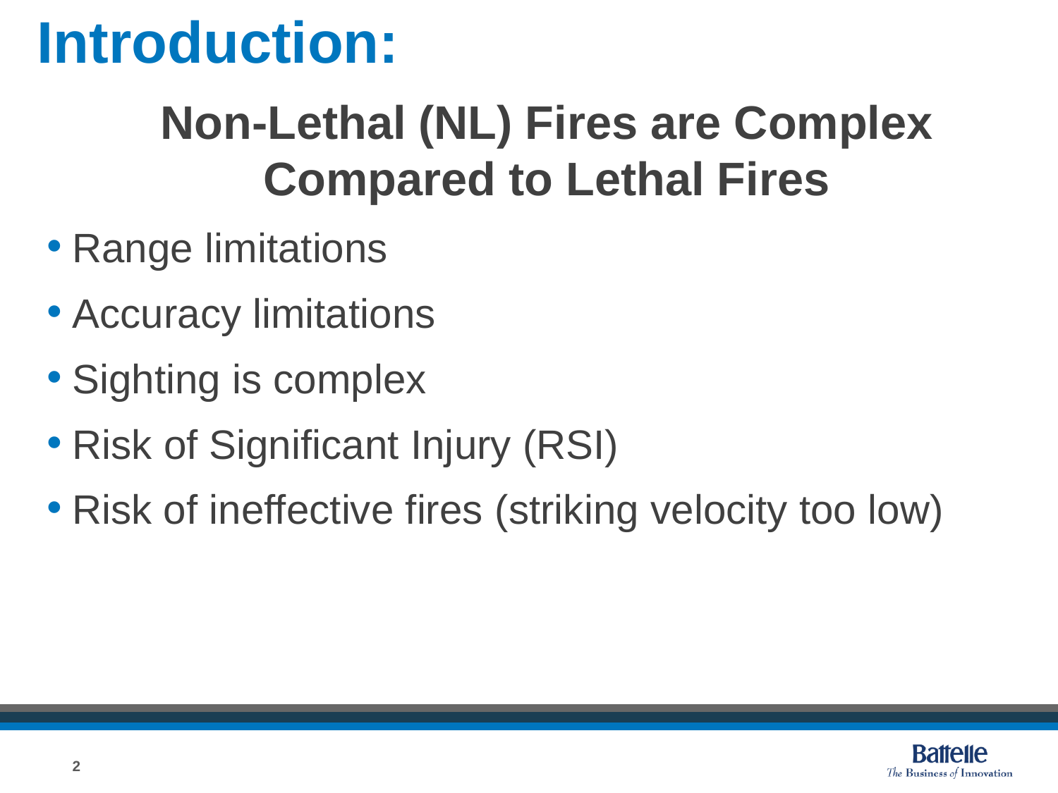# Introduction:

## Non-Lethal (NL) Fires are Complex Compared to Lethal Fires

- Range limitations
- Accuracy limitations
- Sighting is complex
- Risk of Significant Injury (RSI)
- Risk of ineffective fires (striking velocity too low)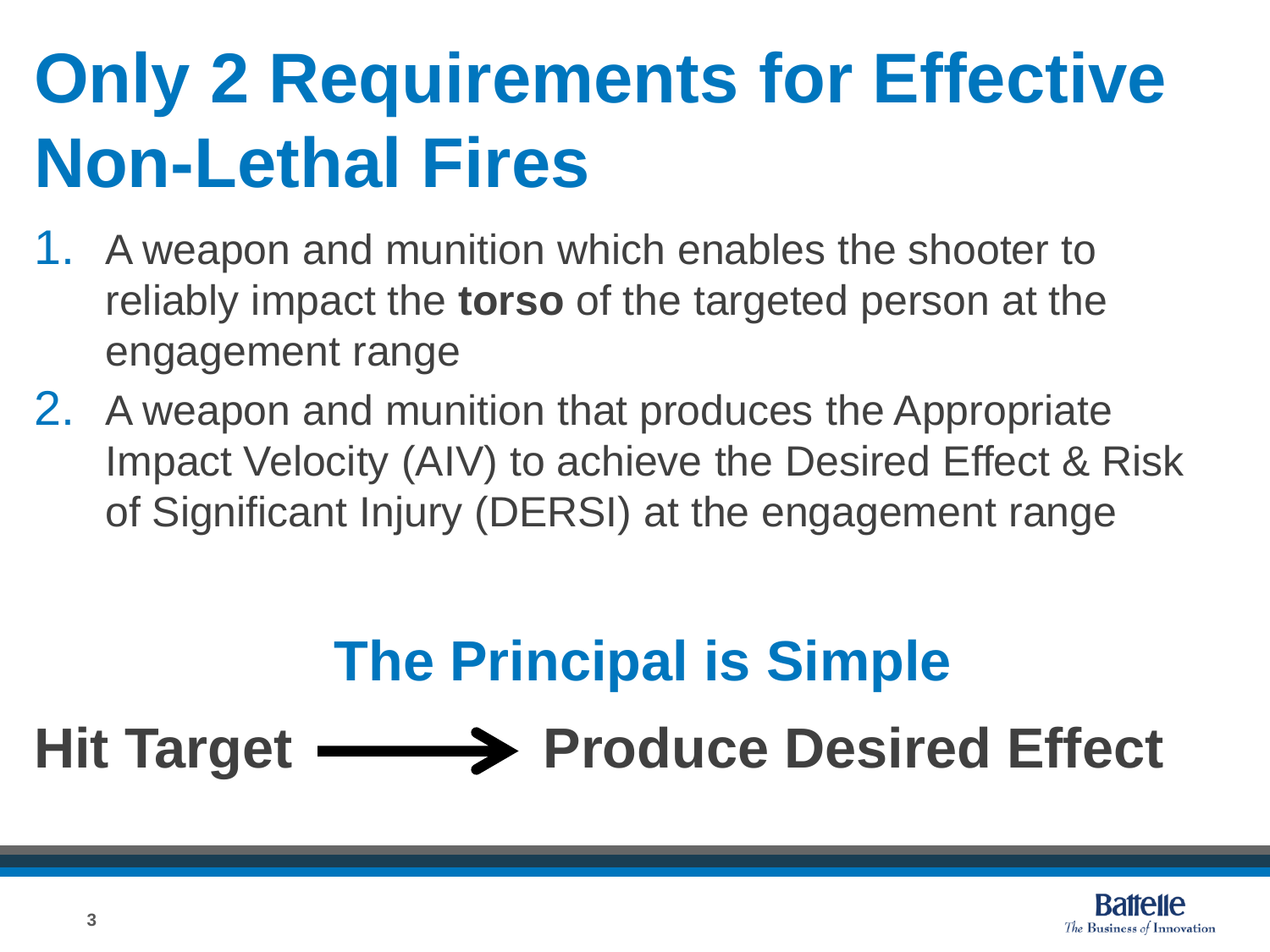# Only 2 Requirements for Effective Non-Lethal Fires

1. A weapon and munition which enables the shooter to reliably impact the **torso** of the targeted person at the engagement range
2. A weapon and munition that produces the Appropriate Impact Velocity (AIV) to achieve the Desired Effect & Risk of Significant Injury (DERSI) at the engagement range

## The Principal is Simple

**Hit Target ⟶ Produce Desired Effect**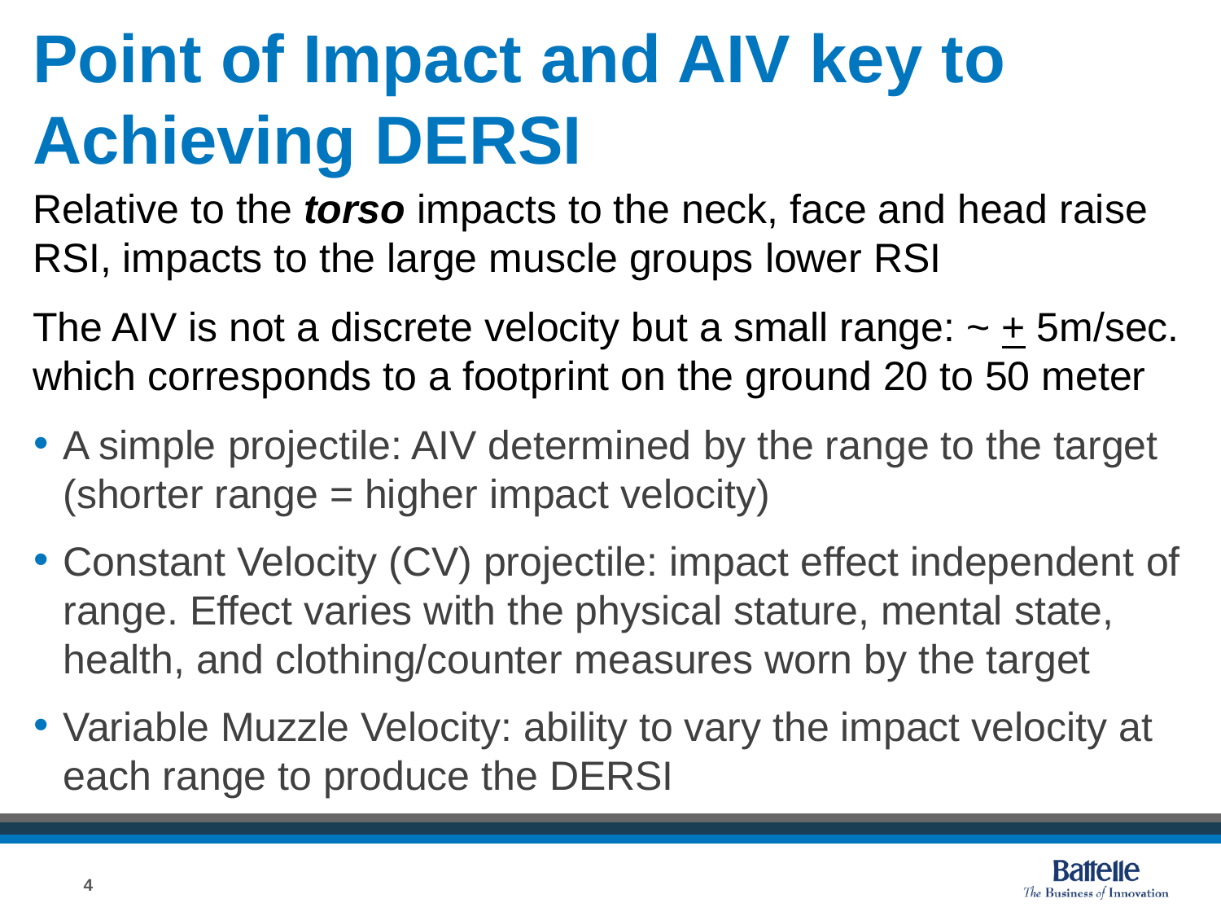# Point of Impact and AIV key to Achieving DERSI

Relative to the ***torso*** impacts to the neck, face and head raise RSI, impacts to the large muscle groups lower RSI

The AIV is not a discrete velocity but a small range: ~ $\pm$ 5m/sec. which corresponds to a footprint on the ground 20 to 50 meter

- A simple projectile: AIV determined by the range to the target (shorter range = higher impact velocity)
- Constant Velocity (CV) projectile: impact effect independent of range. Effect varies with the physical stature, mental state, health, and clothing/counter measures worn by the target
- Variable Muzzle Velocity: ability to vary the impact velocity at each range to produce the DERSI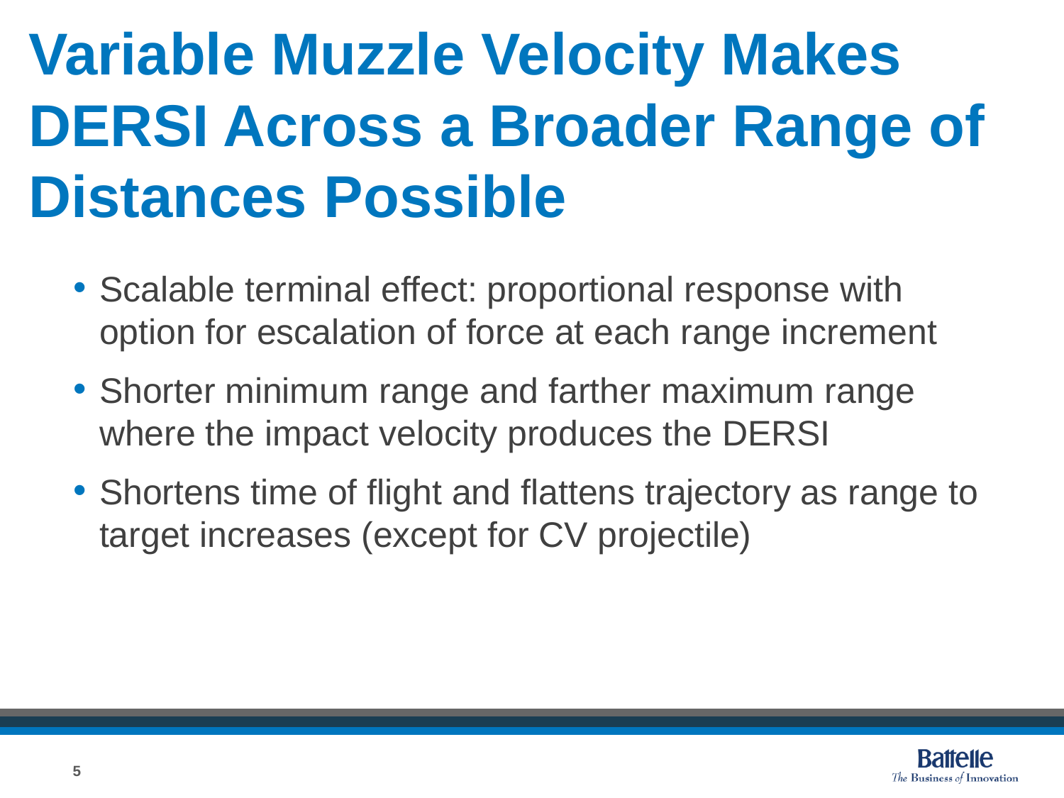# Variable Muzzle Velocity Makes DERSI Across a Broader Range of Distances Possible

- Scalable terminal effect: proportional response with option for escalation of force at each range increment
- Shorter minimum range and farther maximum range where the impact velocity produces the DERSI
- Shortens time of flight and flattens trajectory as range to target increases (except for CV projectile)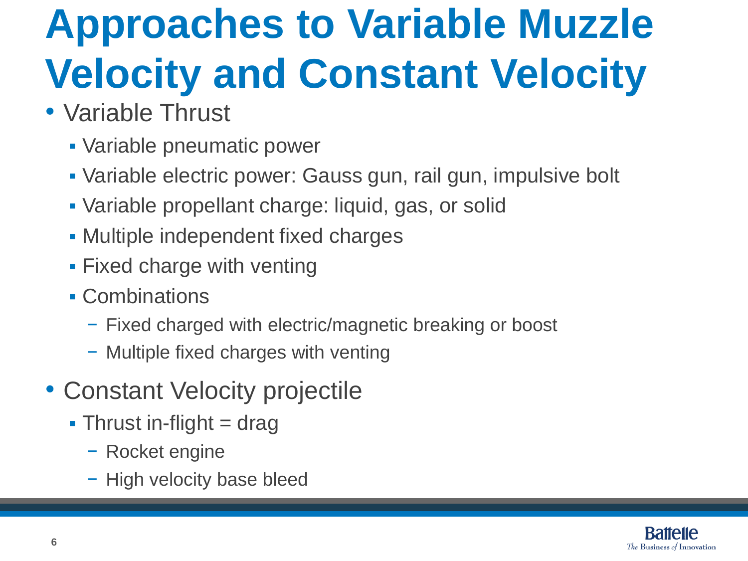# Approaches to Variable Muzzle Velocity and Constant Velocity

- Variable Thrust
  - Variable pneumatic power
  - Variable electric power: Gauss gun, rail gun, impulsive bolt
  - Variable propellant charge: liquid, gas, or solid
  - Multiple independent fixed charges
  - Fixed charge with venting
  - Combinations
    - Fixed charged with electric/magnetic breaking or boost
    - Multiple fixed charges with venting
- Constant Velocity projectile
  - Thrust in-flight = drag
    - Rocket engine
    - High velocity base bleed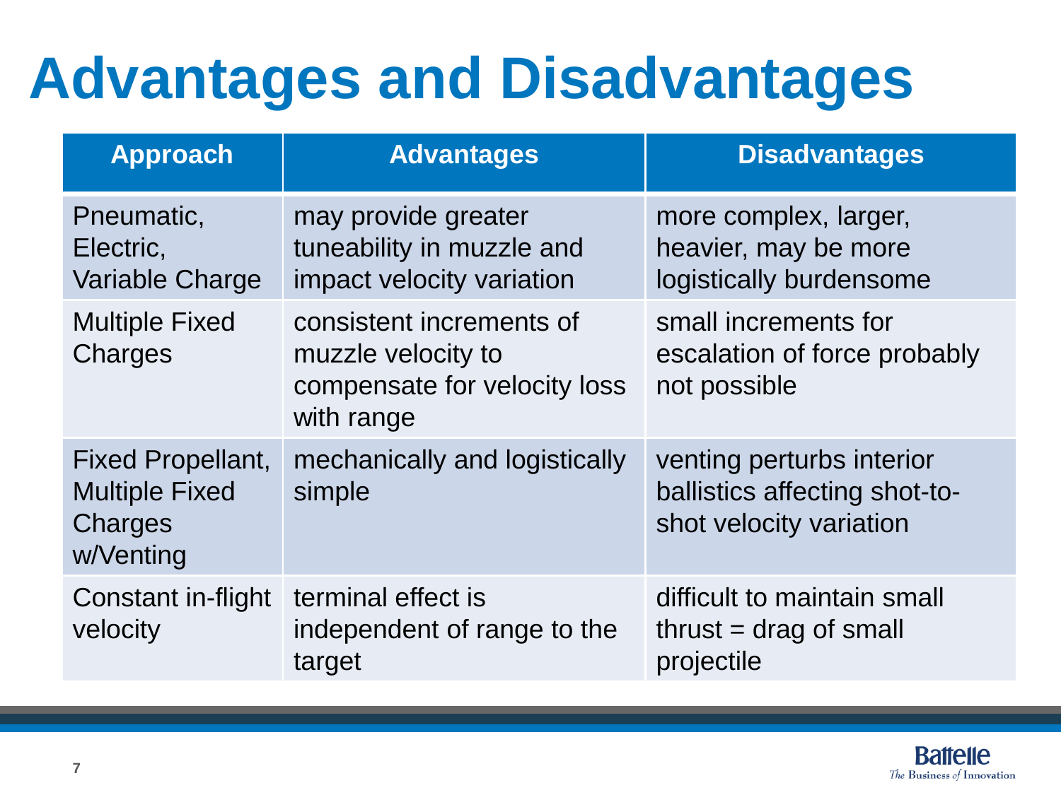# Advantages and Disadvantages

| Approach | Advantages | Disadvantages |
| --- | --- | --- |
| Pneumatic, Electric, Variable Charge | may provide greater tuneability in muzzle and impact velocity variation | more complex, larger, heavier, may be more logistically burdensome |
| Multiple Fixed Charges | consistent increments of muzzle velocity to compensate for velocity loss with range | small increments for escalation of force probably not possible |
| Fixed Propellant, Multiple Fixed Charges w/Venting | mechanically and logistically simple | venting perturbs interior ballistics affecting shot-to-shot velocity variation |
| Constant in-flight velocity | terminal effect is independent of range to the target | difficult to maintain small thrust = drag of small projectile |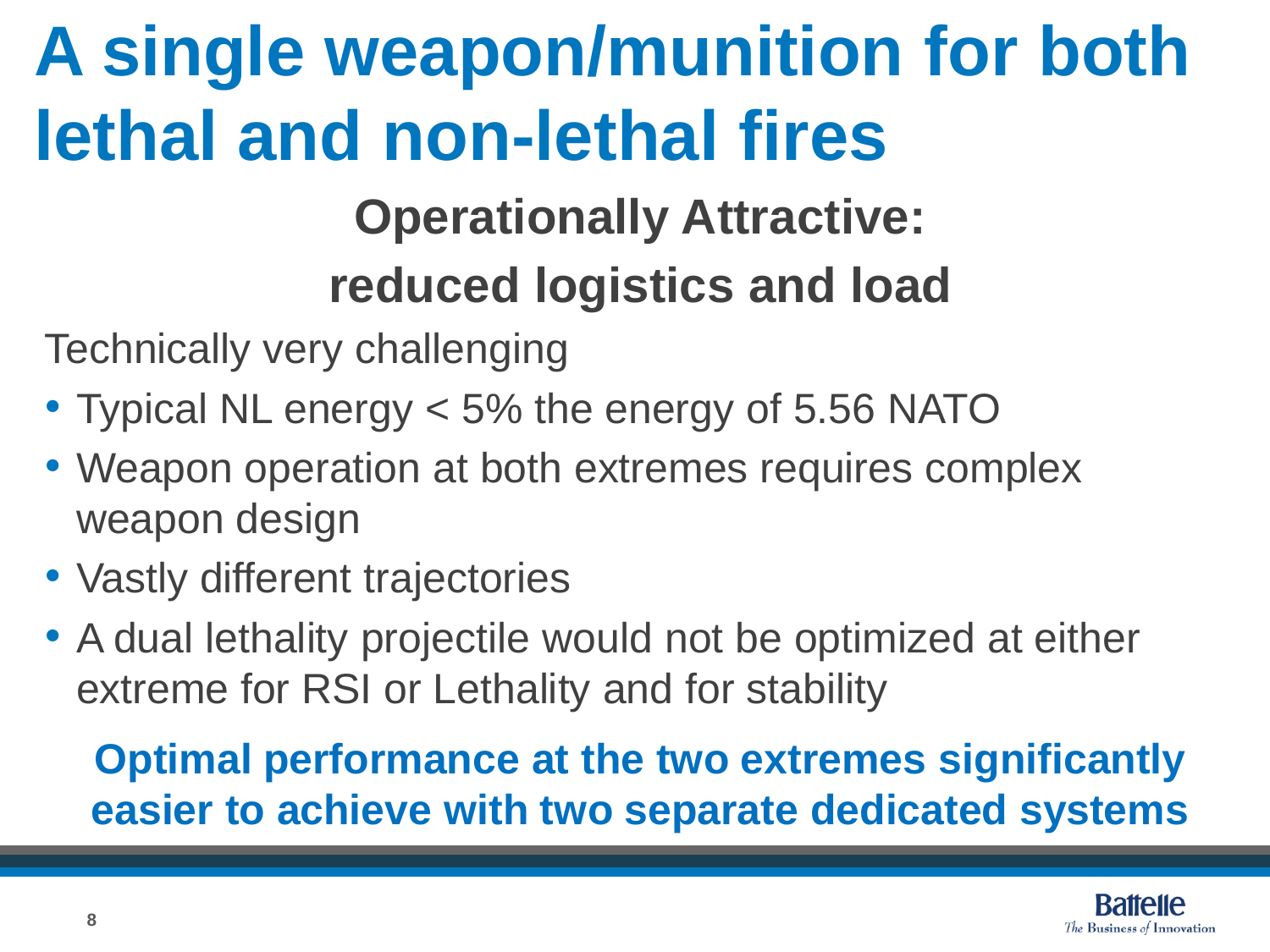# A single weapon/munition for both lethal and non-lethal fires

**Operationally Attractive:**

**reduced logistics and load**

Technically very challenging

- Typical NL energy < 5% the energy of 5.56 NATO
- Weapon operation at both extremes requires complex weapon design
- Vastly different trajectories
- A dual lethality projectile would not be optimized at either extreme for RSI or Lethality and for stability

**Optimal performance at the two extremes significantly easier to achieve with two separate dedicated systems**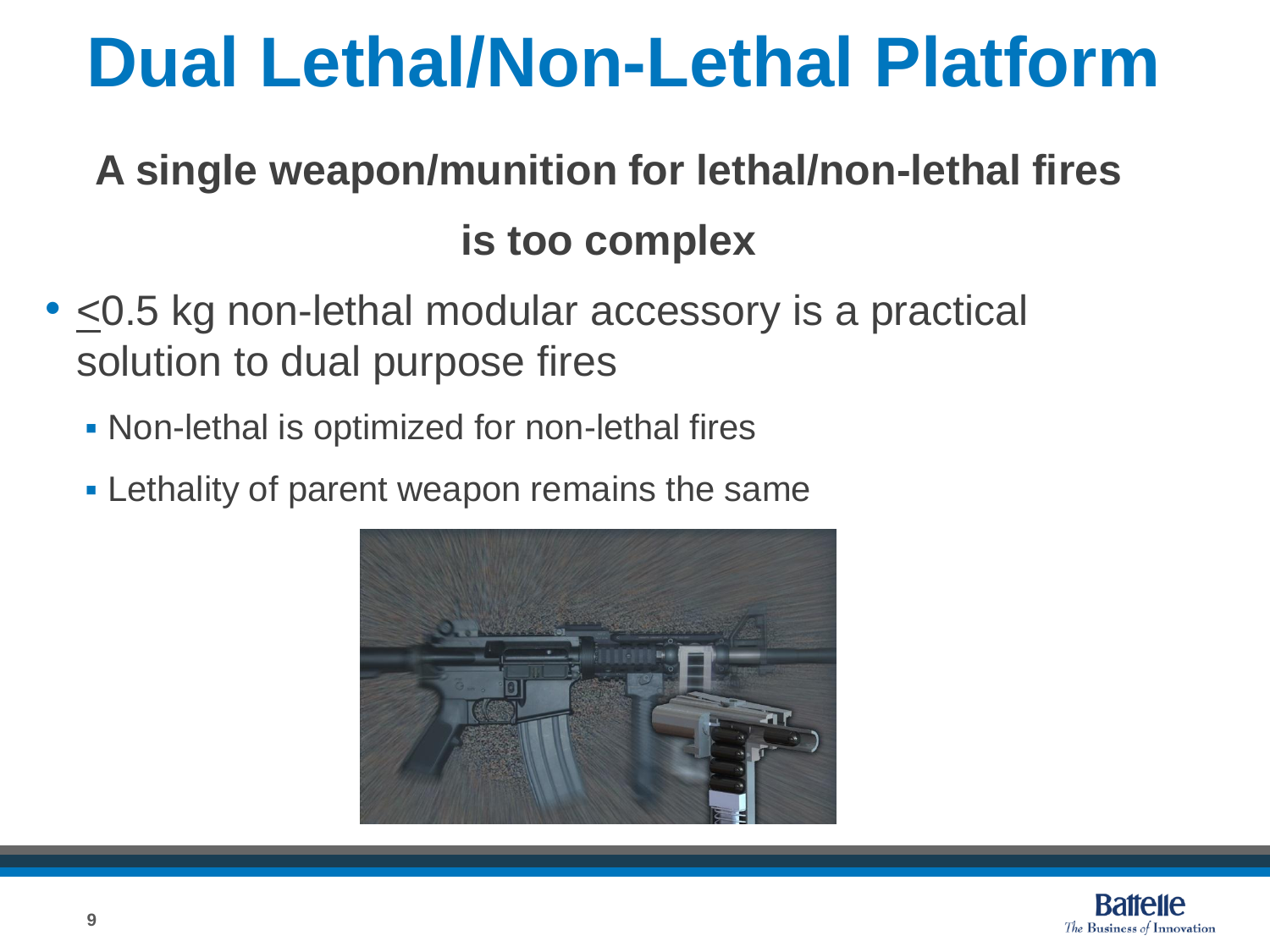# Dual Lethal/Non-Lethal Platform

**A single weapon/munition for lethal/non-lethal fires is too complex**

- ≤0.5 kg non-lethal modular accessory is a practical solution to dual purpose fires
  - Non-lethal is optimized for non-lethal fires
  - Lethality of parent weapon remains the same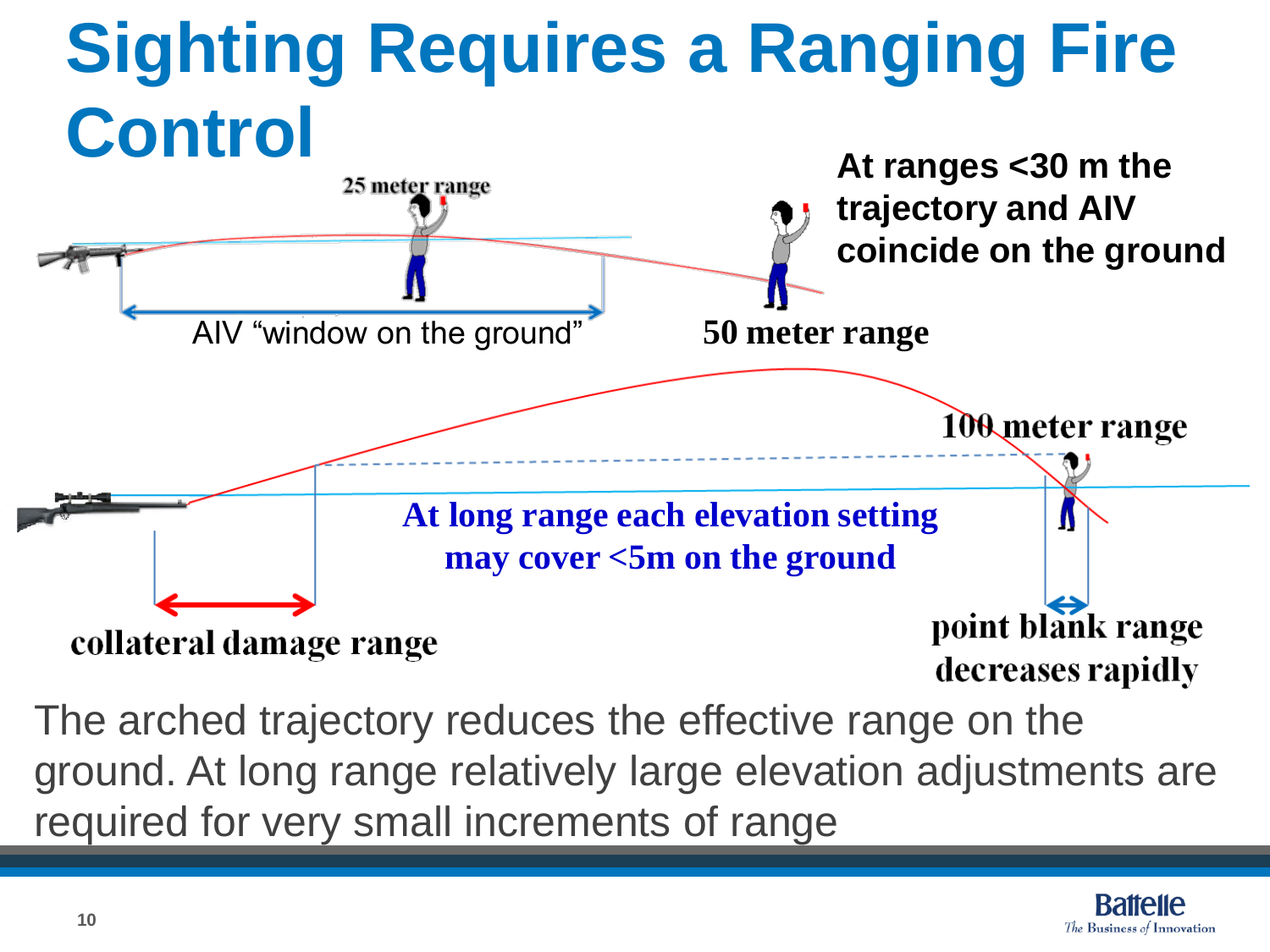# Sighting Requires a Ranging Fire Control

25 meter range

At ranges <30 m the trajectory and AIV coincide on the ground

AIV "window on the ground"

50 meter range

100 meter range

At long range each elevation setting may cover <5m on the ground

collateral damage range

point blank range decreases rapidly

The arched trajectory reduces the effective range on the ground. At long range relatively large elevation adjustments are required for very small increments of range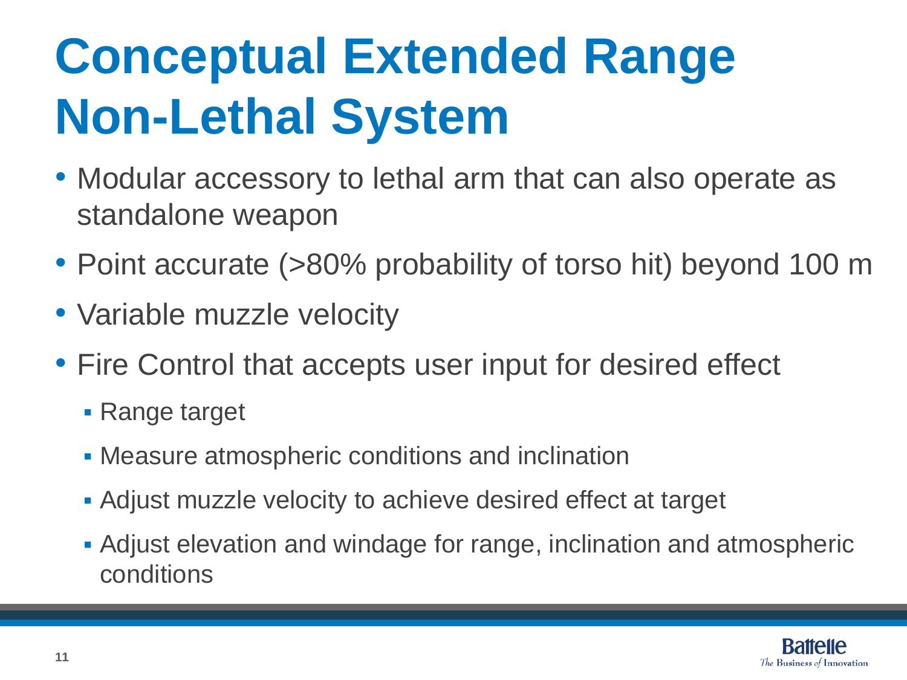# Conceptual Extended Range Non-Lethal System

- Modular accessory to lethal arm that can also operate as standalone weapon
- Point accurate (>80% probability of torso hit) beyond 100 m
- Variable muzzle velocity
- Fire Control that accepts user input for desired effect
  - Range target
  - Measure atmospheric conditions and inclination
  - Adjust muzzle velocity to achieve desired effect at target
  - Adjust elevation and windage for range, inclination and atmospheric conditions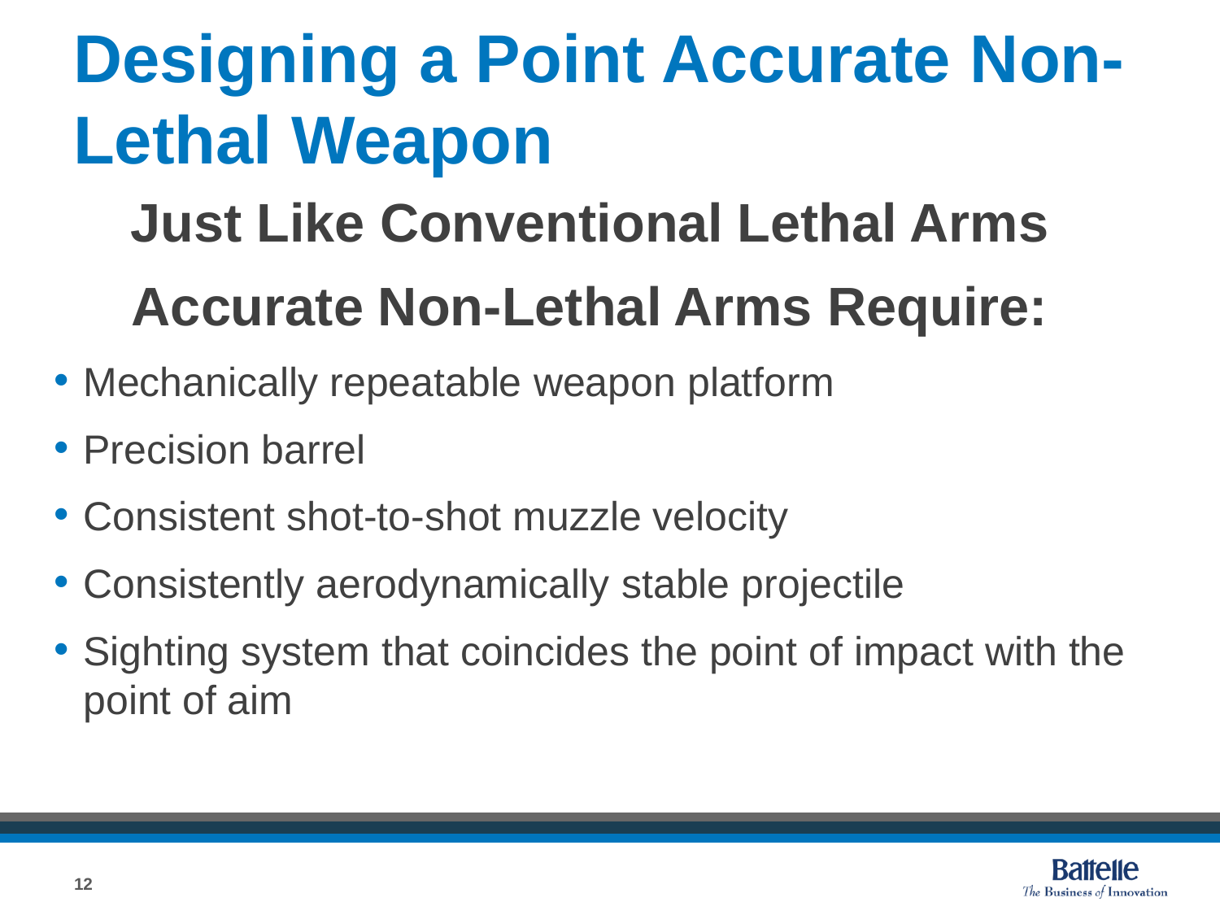# Designing a Point Accurate Non-Lethal Weapon

## Just Like Conventional Lethal Arms

## Accurate Non-Lethal Arms Require:

- Mechanically repeatable weapon platform
- Precision barrel
- Consistent shot-to-shot muzzle velocity
- Consistently aerodynamically stable projectile
- Sighting system that coincides the point of impact with the point of aim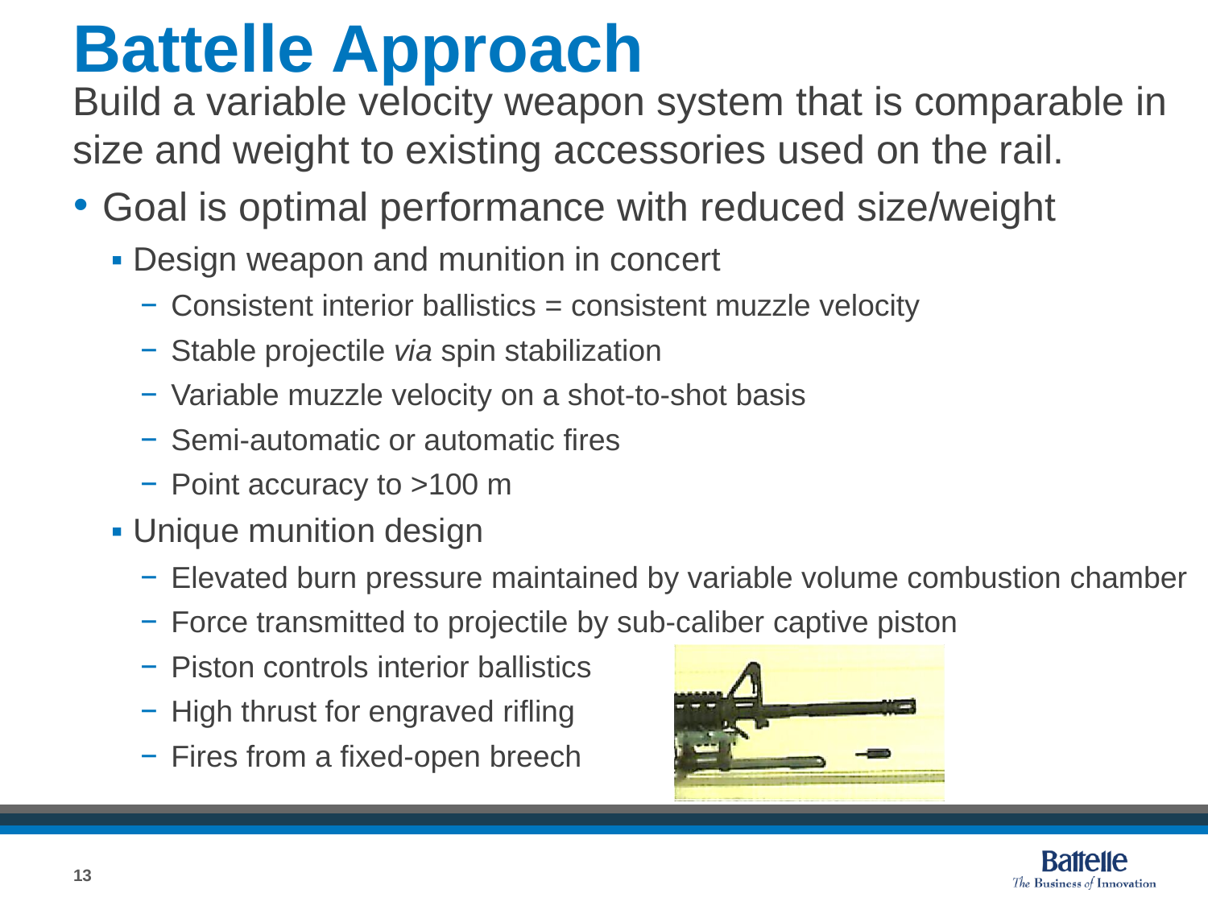# Battelle Approach

Build a variable velocity weapon system that is comparable in size and weight to existing accessories used on the rail.

- Goal is optimal performance with reduced size/weight
  - Design weapon and munition in concert
    - Consistent interior ballistics = consistent muzzle velocity
    - Stable projectile *via* spin stabilization
    - Variable muzzle velocity on a shot-to-shot basis
    - Semi-automatic or automatic fires
    - Point accuracy to >100 m
  - Unique munition design
    - Elevated burn pressure maintained by variable volume combustion chamber
    - Force transmitted to projectile by sub-caliber captive piston
    - Piston controls interior ballistics
    - High thrust for engraved rifling
    - Fires from a fixed-open breech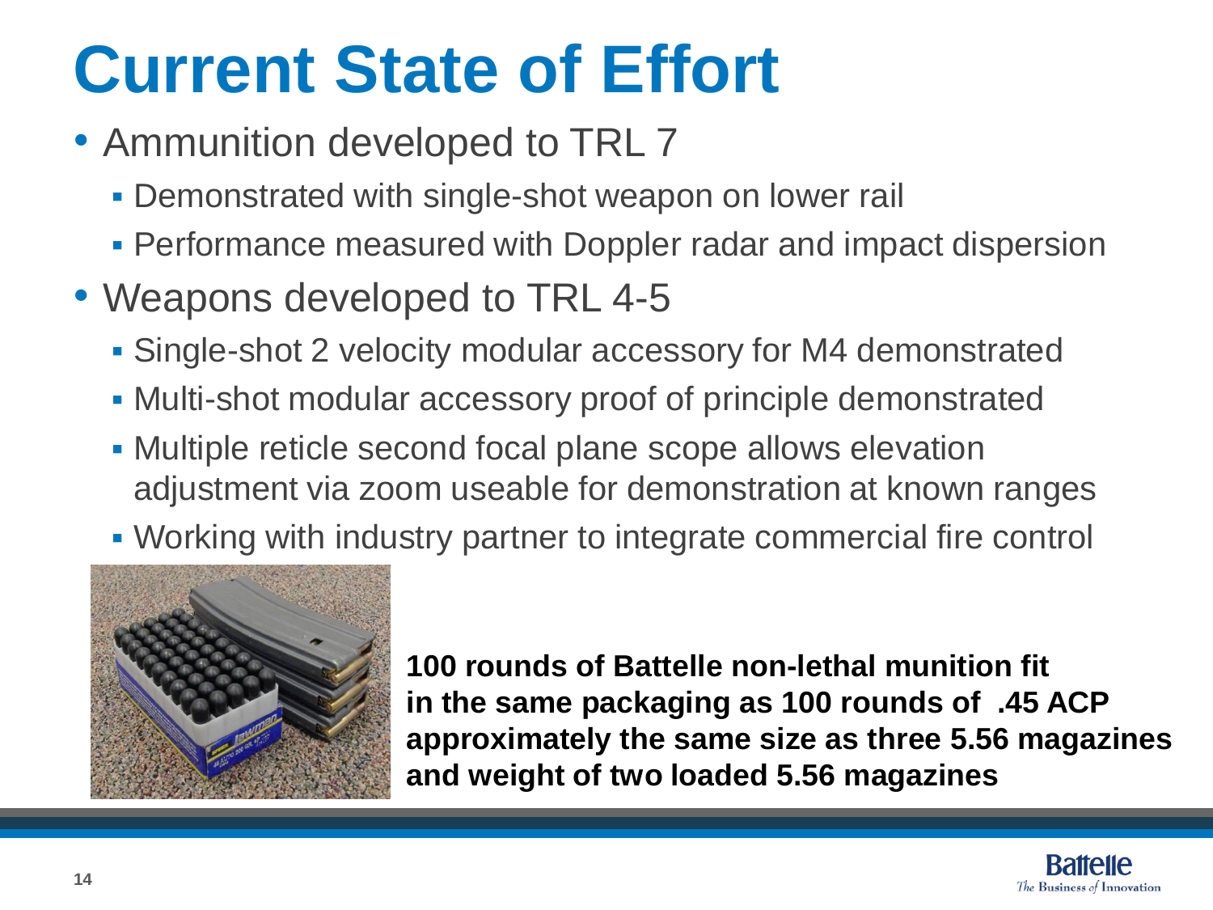# Current State of Effort

- Ammunition developed to TRL 7
  - Demonstrated with single-shot weapon on lower rail
  - Performance measured with Doppler radar and impact dispersion
- Weapons developed to TRL 4-5
  - Single-shot 2 velocity modular accessory for M4 demonstrated
  - Multi-shot modular accessory proof of principle demonstrated
  - Multiple reticle second focal plane scope allows elevation adjustment via zoom useable for demonstration at known ranges
  - Working with industry partner to integrate commercial fire control

**100 rounds of Battelle non-lethal munition fit in the same packaging as 100 rounds of .45 ACP approximately the same size as three 5.56 magazines and weight of two loaded 5.56 magazines**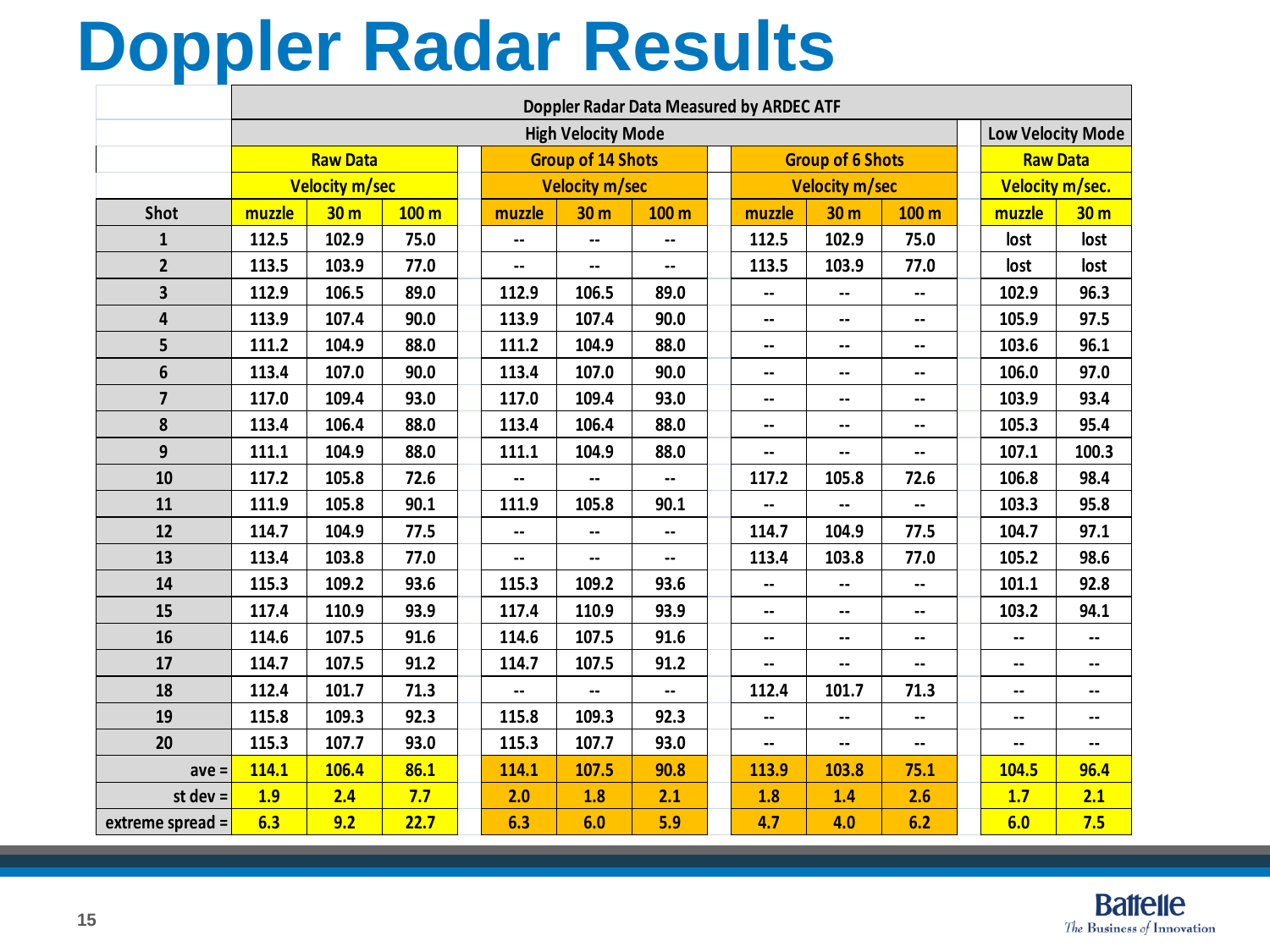# Doppler Radar Results

| | Doppler Radar Data Measured by ARDEC ATF | | | | | | | | | | |
|---|---|---|---|---|---|---|---|---|---|---|---|
| | High Velocity Mode | | | | | | | | | Low Velocity Mode | |
| | Raw Data Velocity m/sec | | | Group of 14 Shots Velocity m/sec | | | Group of 6 Shots Velocity m/sec | | | Raw Data Velocity m/sec. | |
| Shot | muzzle | 30 m | 100 m | muzzle | 30 m | 100 m | muzzle | 30 m | 100 m | muzzle | 30 m |
| 1 | 112.5 | 102.9 | 75.0 | -- | -- | -- | 112.5 | 102.9 | 75.0 | lost | lost |
| 2 | 113.5 | 103.9 | 77.0 | -- | -- | -- | 113.5 | 103.9 | 77.0 | lost | lost |
| 3 | 112.9 | 106.5 | 89.0 | 112.9 | 106.5 | 89.0 | -- | -- | -- | 102.9 | 96.3 |
| 4 | 113.9 | 107.4 | 90.0 | 113.9 | 107.4 | 90.0 | -- | -- | -- | 105.9 | 97.5 |
| 5 | 111.2 | 104.9 | 88.0 | 111.2 | 104.9 | 88.0 | -- | -- | -- | 103.6 | 96.1 |
| 6 | 113.4 | 107.0 | 90.0 | 113.4 | 107.0 | 90.0 | -- | -- | -- | 106.0 | 97.0 |
| 7 | 117.0 | 109.4 | 93.0 | 117.0 | 109.4 | 93.0 | -- | -- | -- | 103.9 | 93.4 |
| 8 | 113.4 | 106.4 | 88.0 | 113.4 | 106.4 | 88.0 | -- | -- | -- | 105.3 | 95.4 |
| 9 | 111.1 | 104.9 | 88.0 | 111.1 | 104.9 | 88.0 | -- | -- | -- | 107.1 | 100.3 |
| 10 | 117.2 | 105.8 | 72.6 | -- | -- | -- | 117.2 | 105.8 | 72.6 | 106.8 | 98.4 |
| 11 | 111.9 | 105.8 | 90.1 | 111.9 | 105.8 | 90.1 | -- | -- | -- | 103.3 | 95.8 |
| 12 | 114.7 | 104.9 | 77.5 | -- | -- | -- | 114.7 | 104.9 | 77.5 | 104.7 | 97.1 |
| 13 | 113.4 | 103.8 | 77.0 | -- | -- | -- | 113.4 | 103.8 | 77.0 | 105.2 | 98.6 |
| 14 | 115.3 | 109.2 | 93.6 | 115.3 | 109.2 | 93.6 | -- | -- | -- | 101.1 | 92.8 |
| 15 | 117.4 | 110.9 | 93.9 | 117.4 | 110.9 | 93.9 | -- | -- | -- | 103.2 | 94.1 |
| 16 | 114.6 | 107.5 | 91.6 | 114.6 | 107.5 | 91.6 | -- | -- | -- | -- | -- |
| 17 | 114.7 | 107.5 | 91.2 | 114.7 | 107.5 | 91.2 | -- | -- | -- | -- | -- |
| 18 | 112.4 | 101.7 | 71.3 | -- | -- | -- | 112.4 | 101.7 | 71.3 | -- | -- |
| 19 | 115.8 | 109.3 | 92.3 | 115.8 | 109.3 | 92.3 | -- | -- | -- | -- | -- |
| 20 | 115.3 | 107.7 | 93.0 | 115.3 | 107.7 | 93.0 | -- | -- | -- | -- | -- |
| ave = | 114.1 | 106.4 | 86.1 | 114.1 | 107.5 | 90.8 | 113.9 | 103.8 | 75.1 | 104.5 | 96.4 |
| st dev = | 1.9 | 2.4 | 7.7 | 2.0 | 1.8 | 2.1 | 1.8 | 1.4 | 2.6 | 1.7 | 2.1 |
| extreme spread = | 6.3 | 9.2 | 22.7 | 6.3 | 6.0 | 5.9 | 4.7 | 4.0 | 6.2 | 6.0 | 7.5 |

Battelle
*The Business of Innovation*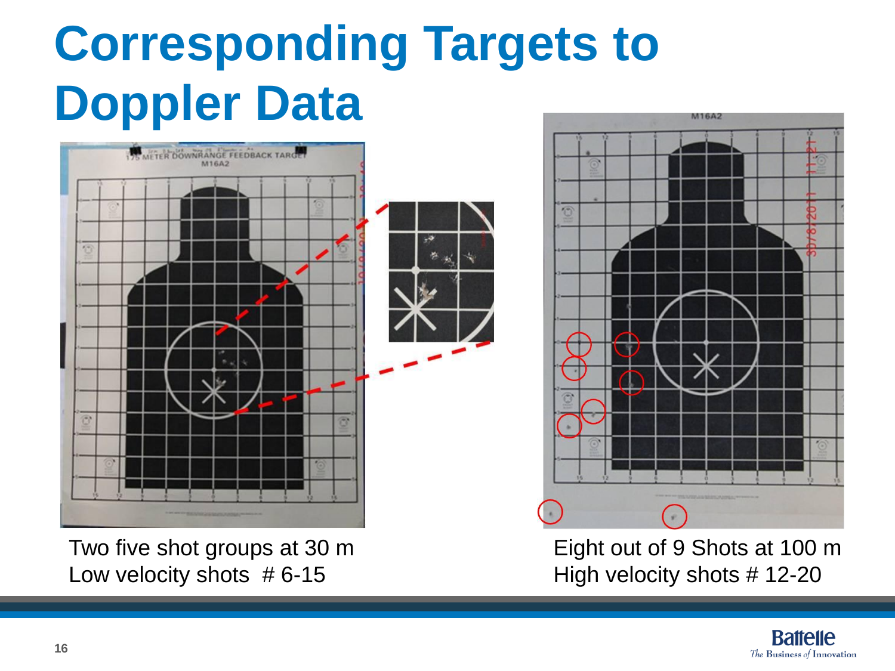# Corresponding Targets to Doppler Data

Two five shot groups at 30 m
Low velocity shots # 6-15

Eight out of 9 Shots at 100 m
High velocity shots # 12-20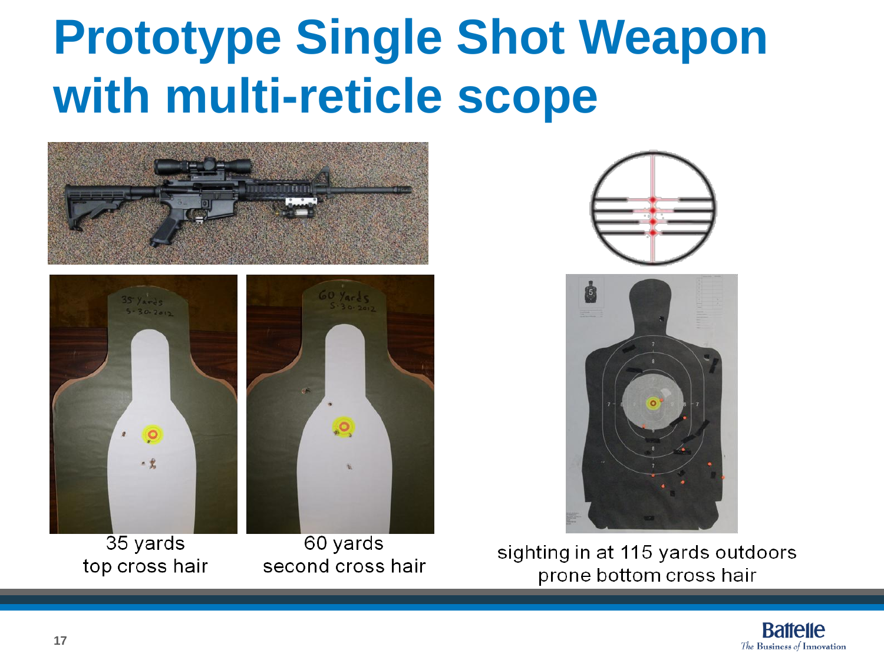# Prototype Single Shot Weapon with multi-reticle scope

35 yards
top cross hair

60 yards
second cross hair

sighting in at 115 yards outdoors
prone bottom cross hair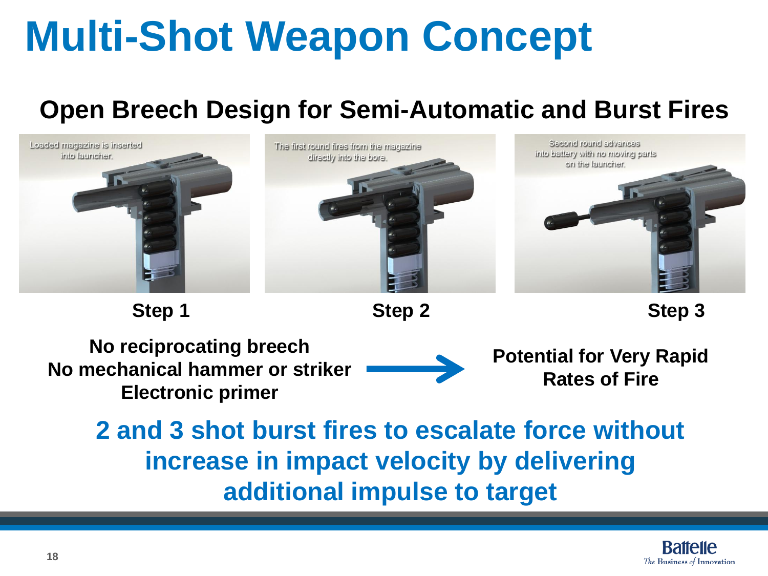# Multi-Shot Weapon Concept

## Open Breech Design for Semi-Automatic and Burst Fires

Loaded magazine is inserted into launcher.

**Step 1**

The first round fires from the magazine directly into the bore.

**Step 2**

Second round advances into battery with no moving parts on the launcher.

**Step 3**

**No reciprocating breech**
**No mechanical hammer or striker**
**Electronic primer**

→ **Potential for Very Rapid Rates of Fire**

**2 and 3 shot burst fires to escalate force without increase in impact velocity by delivering additional impulse to target**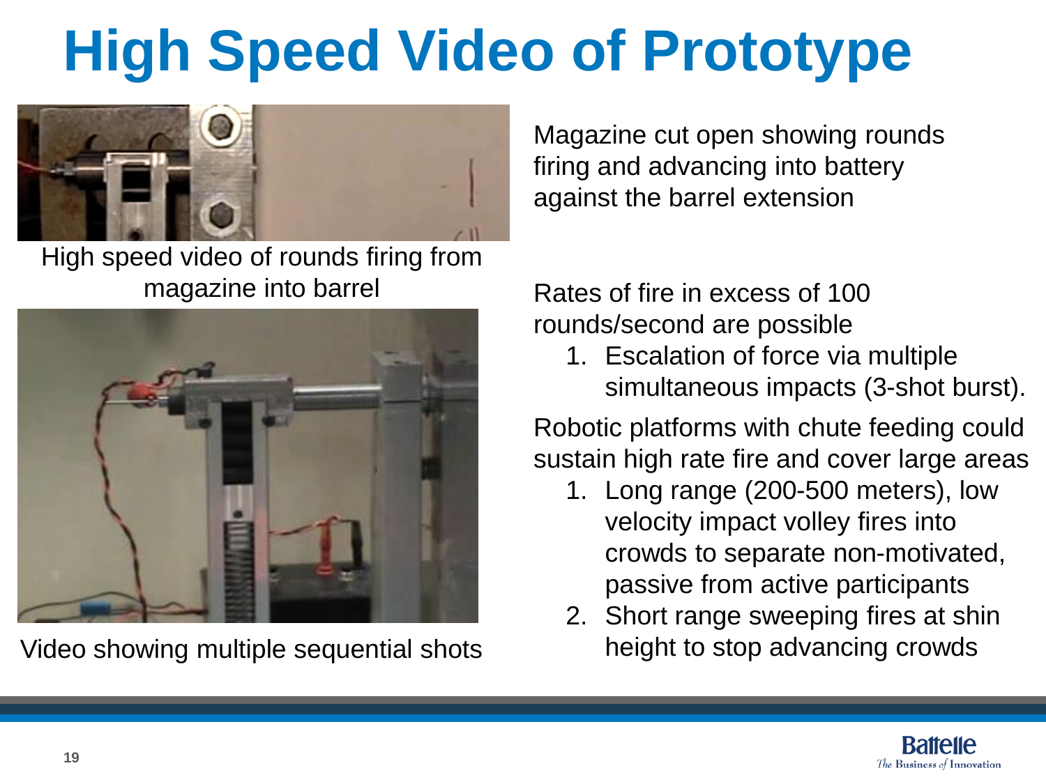# High Speed Video of Prototype

High speed video of rounds firing from magazine into barrel

Video showing multiple sequential shots

Magazine cut open showing rounds firing and advancing into battery against the barrel extension

Rates of fire in excess of 100 rounds/second are possible

1. Escalation of force via multiple simultaneous impacts (3-shot burst).

Robotic platforms with chute feeding could sustain high rate fire and cover large areas

1. Long range (200-500 meters), low velocity impact volley fires into crowds to separate non-motivated, passive from active participants
2. Short range sweeping fires at shin height to stop advancing crowds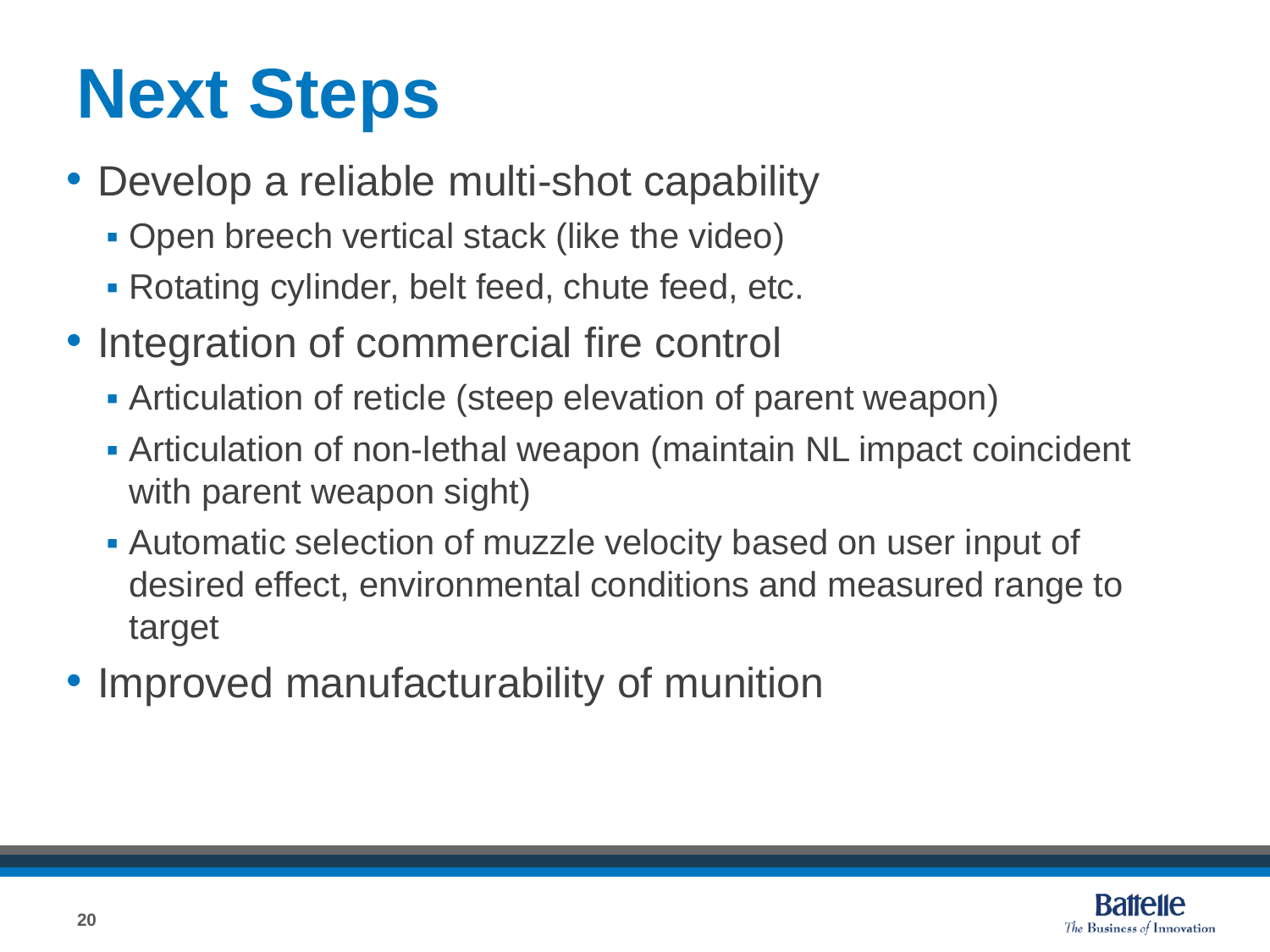# Next Steps

- Develop a reliable multi-shot capability
  - Open breech vertical stack (like the video)
  - Rotating cylinder, belt feed, chute feed, etc.
- Integration of commercial fire control
  - Articulation of reticle (steep elevation of parent weapon)
  - Articulation of non-lethal weapon (maintain NL impact coincident with parent weapon sight)
  - Automatic selection of muzzle velocity based on user input of desired effect, environmental conditions and measured range to target
- Improved manufacturability of munition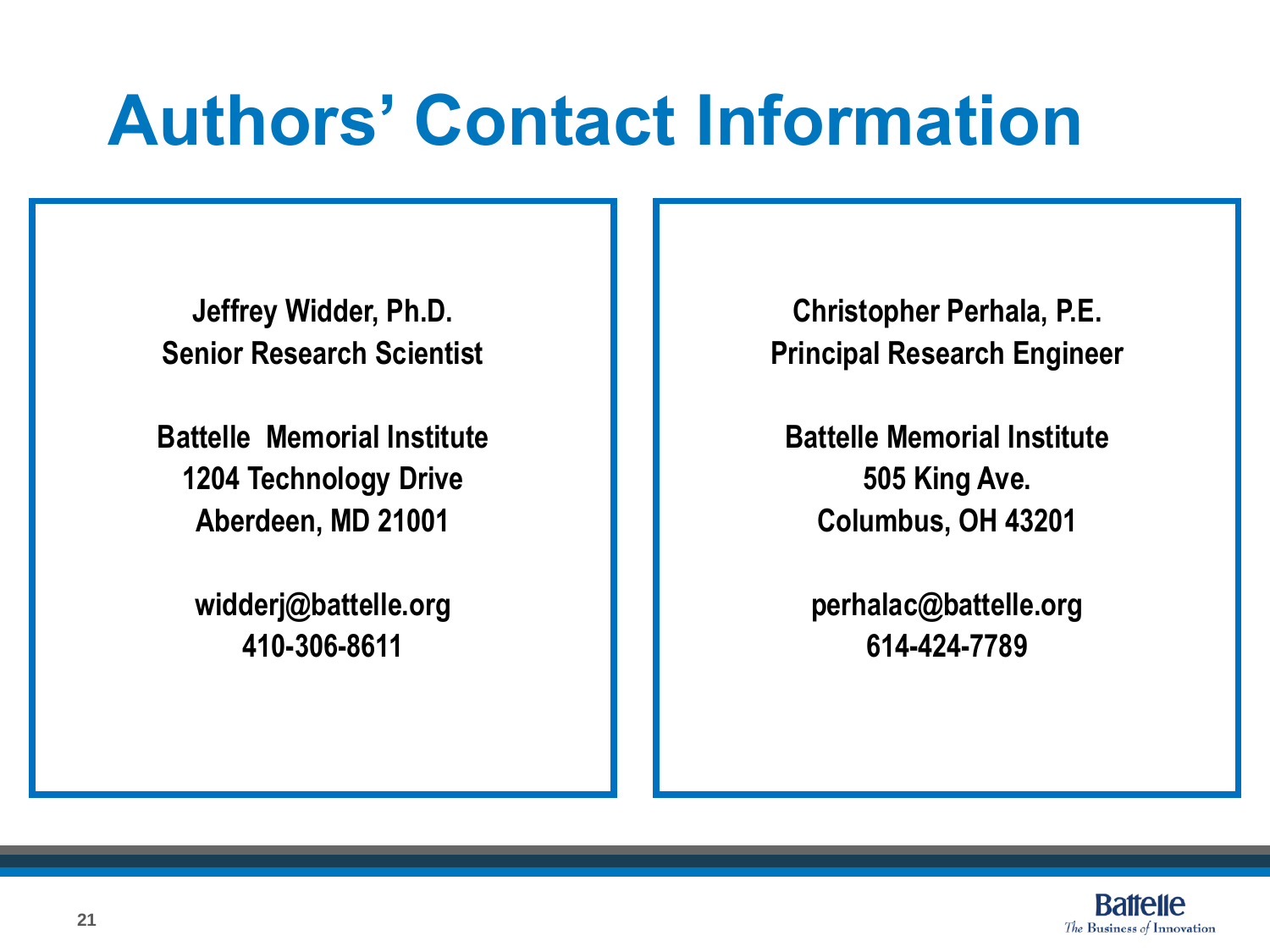# Authors' Contact Information

**Jeffrey Widder, Ph.D.**
**Senior Research Scientist**

**Battelle Memorial Institute**
**1204 Technology Drive**
**Aberdeen, MD 21001**

**widderj@battelle.org**
**410-306-8611**

**Christopher Perhala, P.E.**
**Principal Research Engineer**

**Battelle Memorial Institute**
**505 King Ave.**
**Columbus, OH 43201**

**perhalac@battelle.org**
**614-424-7789**

Battelle
*The Business of Innovation*